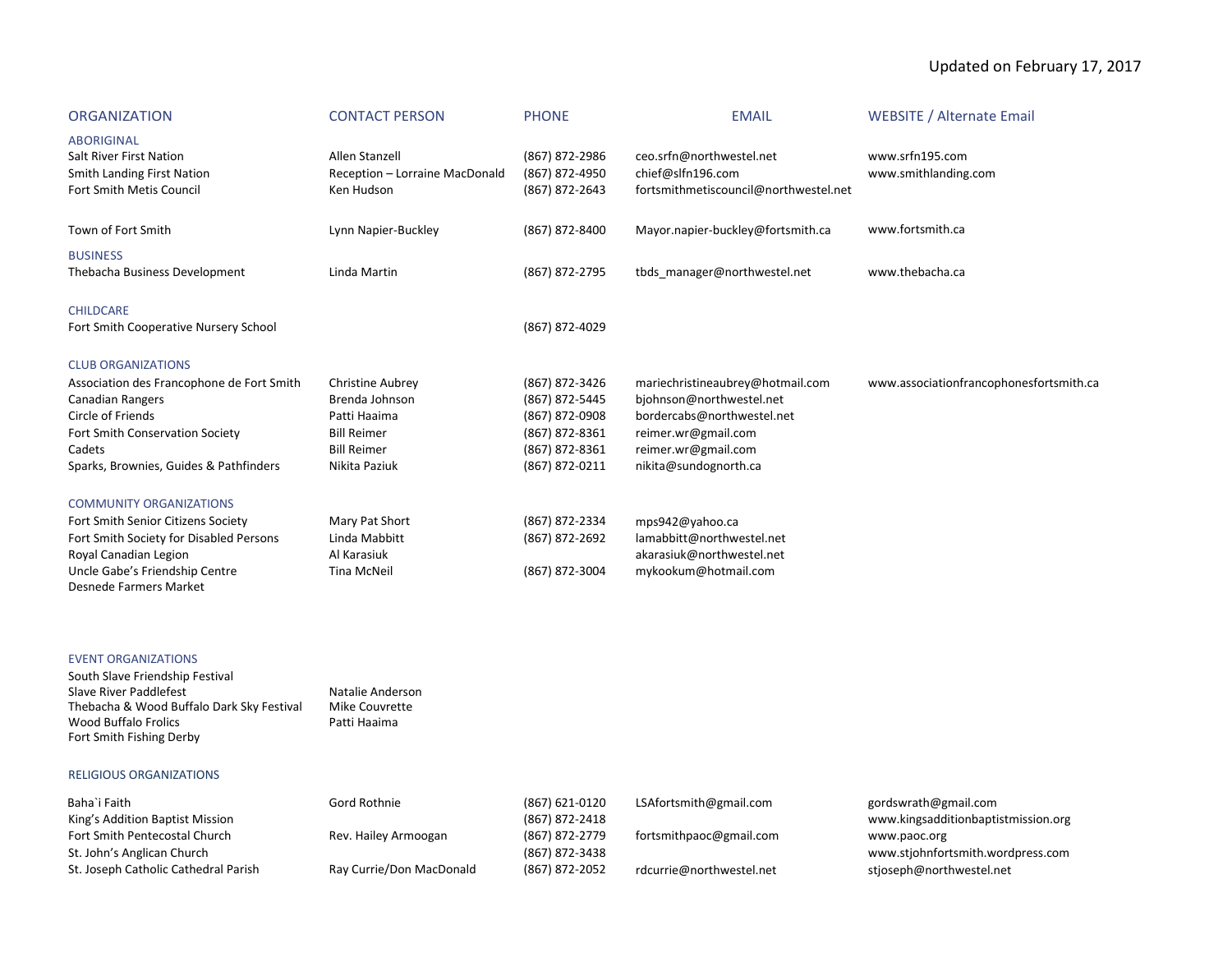Updated on February 17, 2017

| ORGANIZATION | CONTACT PERSON | PHONE | EMAIL | WEBSITE / Alternate Email |
|---|---|---|---|---|
| ABORIGINAL | | | | |
| Salt River First Nation | Allen Stanzell | (867) 872-2986 | ceo.srfn@northwestel.net | www.srfn195.com |
| Smith Landing First Nation | Reception – Lorraine MacDonald | (867) 872-4950 | chief@slfn196.com | www.smithlanding.com |
| Fort Smith Metis Council | Ken Hudson | (867) 872-2643 | fortsmithmetiscouncil@northwestel.net | |
| Town of Fort Smith | Lynn Napier-Buckley | (867) 872-8400 | Mayor.napier-buckley@fortsmith.ca | www.fortsmith.ca |
| BUSINESS | | | | |
| Thebacha Business Development | Linda Martin | (867) 872-2795 | tbds_manager@northwestel.net | www.thebacha.ca |
| CHILDCARE | | | | |
| Fort Smith Cooperative Nursery School | | (867) 872-4029 | | |
| CLUB ORGANIZATIONS | | | | |
| Association des Francophone de Fort Smith | Christine Aubrey | (867) 872-3426 | mariechristineaubrey@hotmail.com | www.associationfrancophonesfortsmith.ca |
| Canadian Rangers | Brenda Johnson | (867) 872-5445 | bjohnson@northwestel.net | |
| Circle of Friends | Patti Haaima | (867) 872-0908 | bordercabs@northwestel.net | |
| Fort Smith Conservation Society | Bill Reimer | (867) 872-8361 | reimer.wr@gmail.com | |
| Cadets | Bill Reimer | (867) 872-8361 | reimer.wr@gmail.com | |
| Sparks, Brownies, Guides & Pathfinders | Nikita Paziuk | (867) 872-0211 | nikita@sundognorth.ca | |
| COMMUNITY ORGANIZATIONS | | | | |
| Fort Smith Senior Citizens Society | Mary Pat Short | (867) 872-2334 | mps942@yahoo.ca | |
| Fort Smith Society for Disabled Persons | Linda Mabbitt | (867) 872-2692 | lamabbitt@northwestel.net | |
| Royal Canadian Legion | Al Karasiuk | | akarasiuk@northwestel.net | |
| Uncle Gabe's Friendship Centre | Tina McNeil | (867) 872-3004 | mykookum@hotmail.com | |
| Desnede Farmers Market | | | | |
| EVENT ORGANIZATIONS | | | | |
| South Slave Friendship Festival | | | | |
| Slave River Paddlefest | Natalie Anderson | | | |
| Thebacha & Wood Buffalo Dark Sky Festival | Mike Couvrette | | | |
| Wood Buffalo Frolics | Patti Haaima | | | |
| Fort Smith Fishing Derby | | | | |
| RELIGIOUS ORGANIZATIONS | | | | |
| Baha`i Faith | Gord Rothnie | (867) 621-0120 | LSAfortsmith@gmail.com | gordswrath@gmail.com |
| King's Addition Baptist Mission | | (867) 872-2418 | | www.kingsadditionbaptistmission.org |
| Fort Smith Pentecostal Church | Rev. Hailey Armoogan | (867) 872-2779 | fortsmithpaoc@gmail.com | www.paoc.org |
| St. John's Anglican Church | | (867) 872-3438 | | www.stjohnfortsmith.wordpress.com |
| St. Joseph Catholic Cathedral Parish | Ray Currie/Don MacDonald | (867) 872-2052 | rdcurrie@northwestel.net | stjoseph@northwestel.net |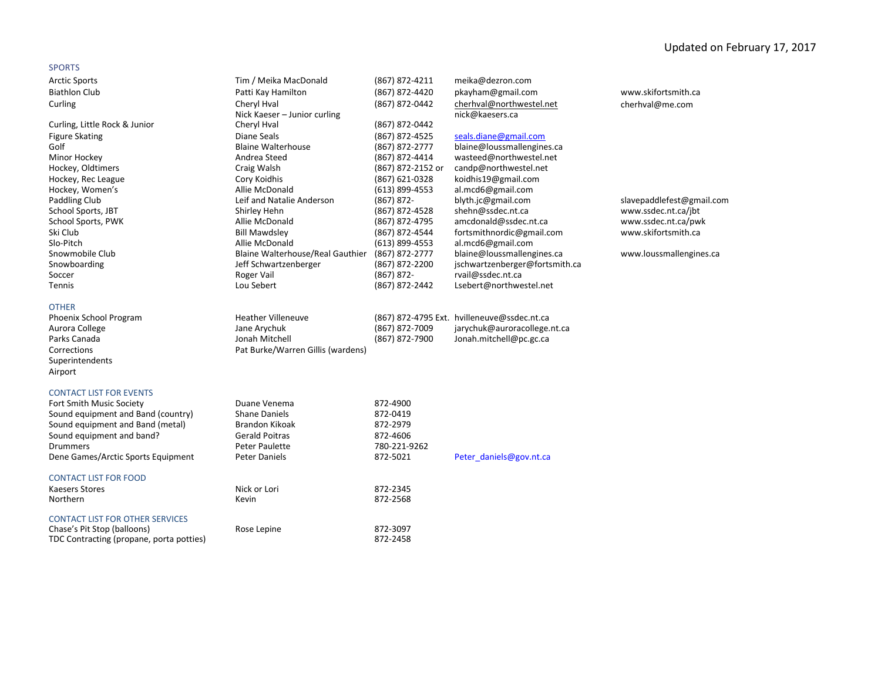Updated on February 17, 2017

## SPORTS

| | | | | |
|---|---|---|---|---|
| Arctic Sports | Tim / Meika MacDonald | (867) 872-4211 | meika@dezron.com | |
| Biathlon Club | Patti Kay Hamilton | (867) 872-4420 | pkayham@gmail.com | www.skifortsmith.ca |
| Curling | Cheryl Hval<br>Nick Kaeser – Junior curling | (867) 872-0442 | cherhval@northwestel.net<br>nick@kaesers.ca | cherhval@me.com |
| Curling, Little Rock & Junior | Cheryl Hval | (867) 872-0442 | | |
| Figure Skating | Diane Seals | (867) 872-4525 | seals.diane@gmail.com | |
| Golf | Blaine Walterhouse | (867) 872-2777 | blaine@loussmallengines.ca | |
| Minor Hockey | Andrea Steed | (867) 872-4414 | wasteed@northwestel.net | |
| Hockey, Oldtimers | Craig Walsh | (867) 872-2152 or | candp@northwestel.net | |
| Hockey, Rec League | Cory Koidhis | (867) 621-0328 | koidhis19@gmail.com | |
| Hockey, Women's | Allie McDonald | (613) 899-4553 | al.mcd6@gmail.com | |
| Paddling Club | Leif and Natalie Anderson | (867) 872- | blyth.jc@gmail.com | slavepaddlefest@gmail.com |
| School Sports, JBT | Shirley Hehn | (867) 872-4528 | shehn@ssdec.nt.ca | www.ssdec.nt.ca/jbt |
| School Sports, PWK | Allie McDonald | (867) 872-4795 | amcdonald@ssdec.nt.ca | www.ssdec.nt.ca/pwk |
| Ski Club | Bill Mawdsley | (867) 872-4544 | fortsmithnordic@gmail.com | www.skifortsmith.ca |
| Slo-Pitch | Allie McDonald | (613) 899-4553 | al.mcd6@gmail.com | |
| Snowmobile Club | Blaine Walterhouse/Real Gauthier | (867) 872-2777 | blaine@loussmallengines.ca | www.loussmallengines.ca |
| Snowboarding | Jeff Schwartzenberger | (867) 872-2200 | jschwartzenberger@fortsmith.ca | |
| Soccer | Roger Vail | (867) 872- | rvail@ssdec.nt.ca | |
| Tennis | Lou Sebert | (867) 872-2442 | Lsebert@northwestel.net | |

## OTHER

| | | | |
|---|---|---|---|
| Phoenix School Program | Heather Villeneuve | (867) 872-4795 Ext. | hvilleneuve@ssdec.nt.ca |
| Aurora College | Jane Arychuk | (867) 872-7009 | jarychuk@auroracollege.nt.ca |
| Parks Canada | Jonah Mitchell | (867) 872-7900 | Jonah.mitchell@pc.gc.ca |
| Corrections | Pat Burke/Warren Gillis (wardens) | | |
| Superintendents | | | |
| Airport | | | |

## CONTACT LIST FOR EVENTS

| | | | |
|---|---|---|---|
| Fort Smith Music Society | Duane Venema | 872-4900 | |
| Sound equipment and Band (country) | Shane Daniels | 872-0419 | |
| Sound equipment and Band (metal) | Brandon Kikoak | 872-2979 | |
| Sound equipment and band? | Gerald Poitras | 872-4606 | |
| Drummers | Peter Paulette | 780-221-9262 | |
| Dene Games/Arctic Sports Equipment | Peter Daniels | 872-5021 | Peter_daniels@gov.nt.ca |

## CONTACT LIST FOR FOOD

| | | |
|---|---|---|
| Kaesers Stores | Nick or Lori | 872-2345 |
| Northern | Kevin | 872-2568 |

## CONTACT LIST FOR OTHER SERVICES

| | | |
|---|---|---|
| Chase's Pit Stop (balloons) | Rose Lepine | 872-3097 |
| TDC Contracting (propane, porta potties) | | 872-2458 |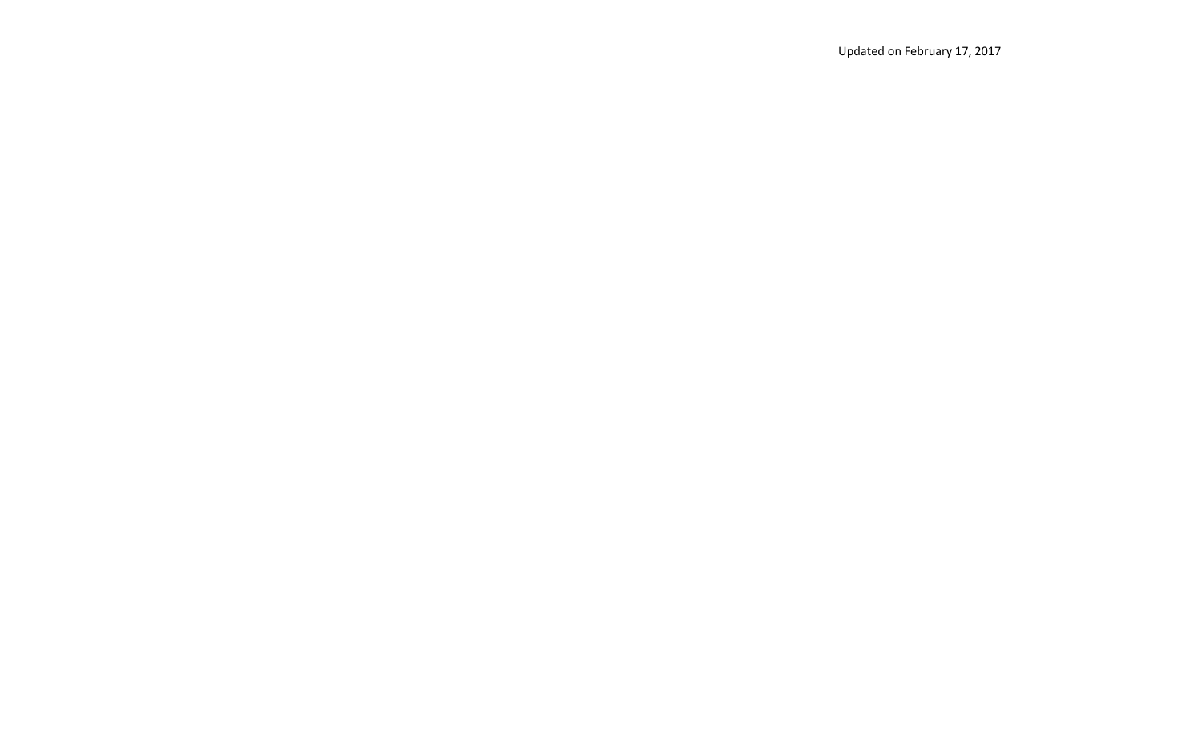Updated on February 17, 2017